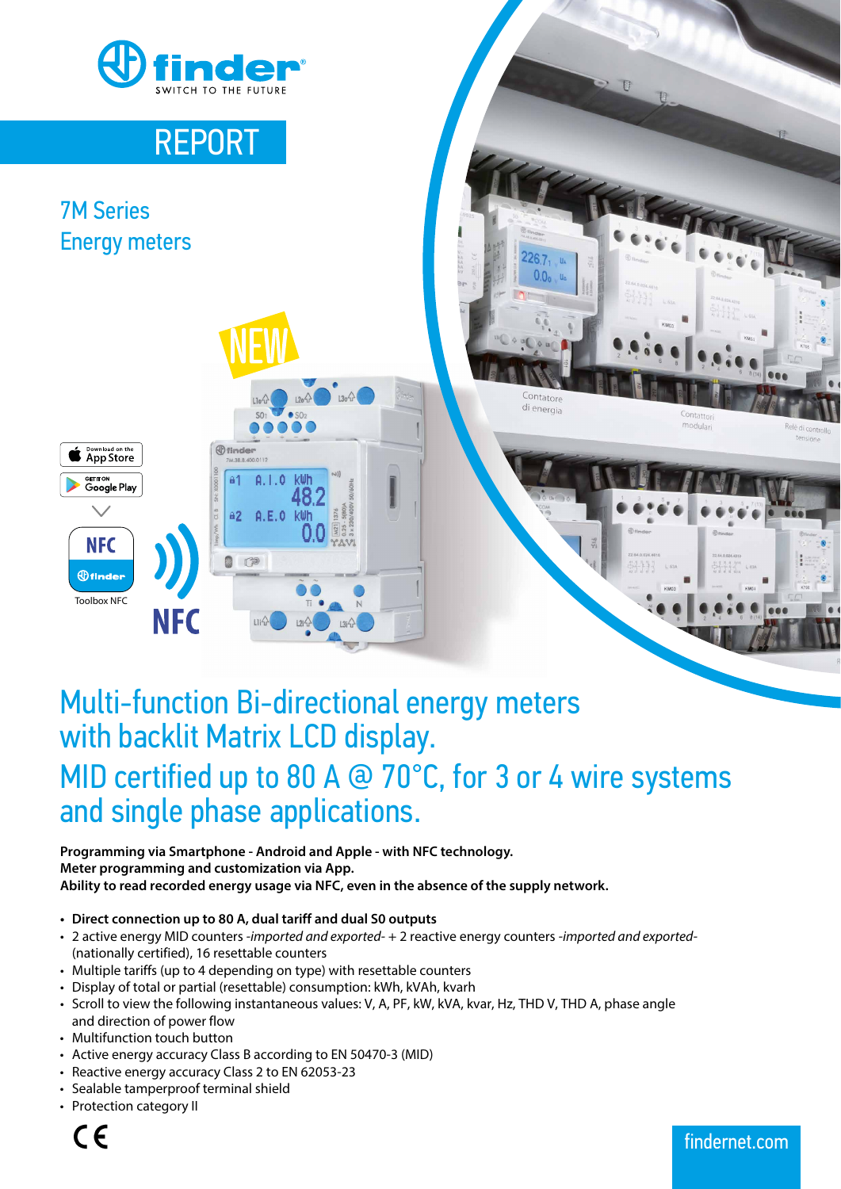finder
SWITCH TO THE FUTURE

# REPORT

## 7M Series
## Energy meters

NEW

Download on the App Store

GET IT ON Google Play

NFC

Toolbox NFC

# Multi-function Bi-directional energy meters with backlit Matrix LCD display.

# MID certified up to 80 A @ 70°C, for 3 or 4 wire systems and single phase applications.

**Programming via Smartphone - Android and Apple - with NFC technology.**
**Meter programming and customization via App.**
**Ability to read recorded energy usage via NFC, even in the absence of the supply network.**

- **Direct connection up to 80 A, dual tariff and dual S0 outputs**
- 2 active energy MID counters *-imported and exported-* + 2 reactive energy counters *-imported and exported-* (nationally certified), 16 resettable counters
- Multiple tariffs (up to 4 depending on type) with resettable counters
- Display of total or partial (resettable) consumption: kWh, kVAh, kvarh
- Scroll to view the following instantaneous values: V, A, PF, kW, kVA, kvar, Hz, THD V, THD A, phase angle and direction of power flow
- Multifunction touch button
- Active energy accuracy Class B according to EN 50470-3 (MID)
- Reactive energy accuracy Class 2 to EN 62053-23
- Sealable tamperproof terminal shield
- Protection category II

CE

findernet.com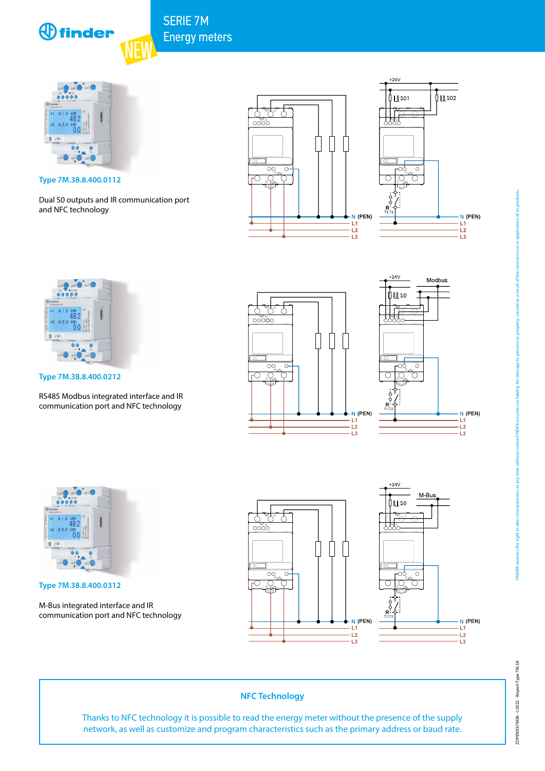# SERIE 7M
## Energy meters

NEW

**Type 7M.38.8.400.0112**

Dual S0 outputs and IR communication port and NFC technology

+24V
S01
S02
N (PEN)
L1
L2
L3
R
T1,T2

**Type 7M.38.8.400.0212**

RS485 Modbus integrated interface and IR communication port and NFC technology

+24V
Modbus
S0
N (PEN)
L1
L2
L3
R
T1,T2

**Type 7M.38.8.400.0312**

M-Bus integrated interface and IR communication port and NFC technology

+24V
M-Bus
S0
N (PEN)
L1
L2
L3
R
T1,T2

### NFC Technology

Thanks to NFC technology it is possible to read the energy meter without the presence of the supply network, as well as customize and program characteristics such as the primary address or baud rate.

FINDER reserves the right to alter characteristics at any time without notice. FINDER assumes no liability for damage to persons or property, caused as a result of the incorrect use or application of its products.

ZDPENXX7M38 - I/2022 - Report Type 7M.38